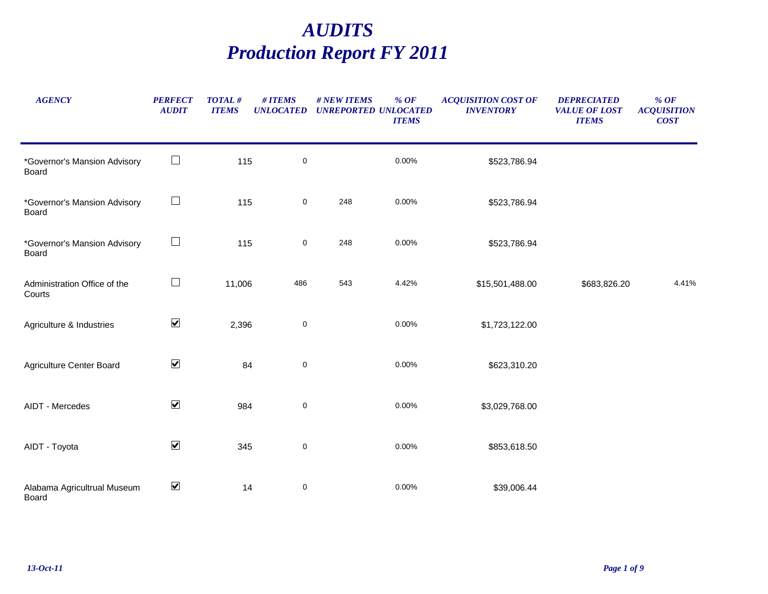# AUDITS
# Production Report FY 2011

| AGENCY | PERFECT AUDIT | TOTAL # ITEMS | # ITEMS UNLOCATED | # NEW ITEMS UNREPORTED | % OF UNLOCATED ITEMS | ACQUISITION COST OF INVENTORY | DEPRECIATED VALUE OF LOST ITEMS | % OF ACQUISITION COST |
|---|---|---|---|---|---|---|---|---|
| *Governor's Mansion Advisory Board | ☐ | 115 | 0 | | 0.00% | $523,786.94 | | |
| *Governor's Mansion Advisory Board | ☐ | 115 | 0 | 248 | 0.00% | $523,786.94 | | |
| *Governor's Mansion Advisory Board | ☐ | 115 | 0 | 248 | 0.00% | $523,786.94 | | |
| Administration Office of the Courts | ☐ | 11,006 | 486 | 543 | 4.42% | $15,501,488.00 | $683,826.20 | 4.41% |
| Agriculture & Industries | ☑ | 2,396 | 0 | | 0.00% | $1,723,122.00 | | |
| Agriculture Center Board | ☑ | 84 | 0 | | 0.00% | $623,310.20 | | |
| AIDT - Mercedes | ☑ | 984 | 0 | | 0.00% | $3,029,768.00 | | |
| AIDT - Toyota | ☑ | 345 | 0 | | 0.00% | $853,618.50 | | |
| Alabama Agricultrual Museum Board | ☑ | 14 | 0 | | 0.00% | $39,006.44 | | |

13-Oct-11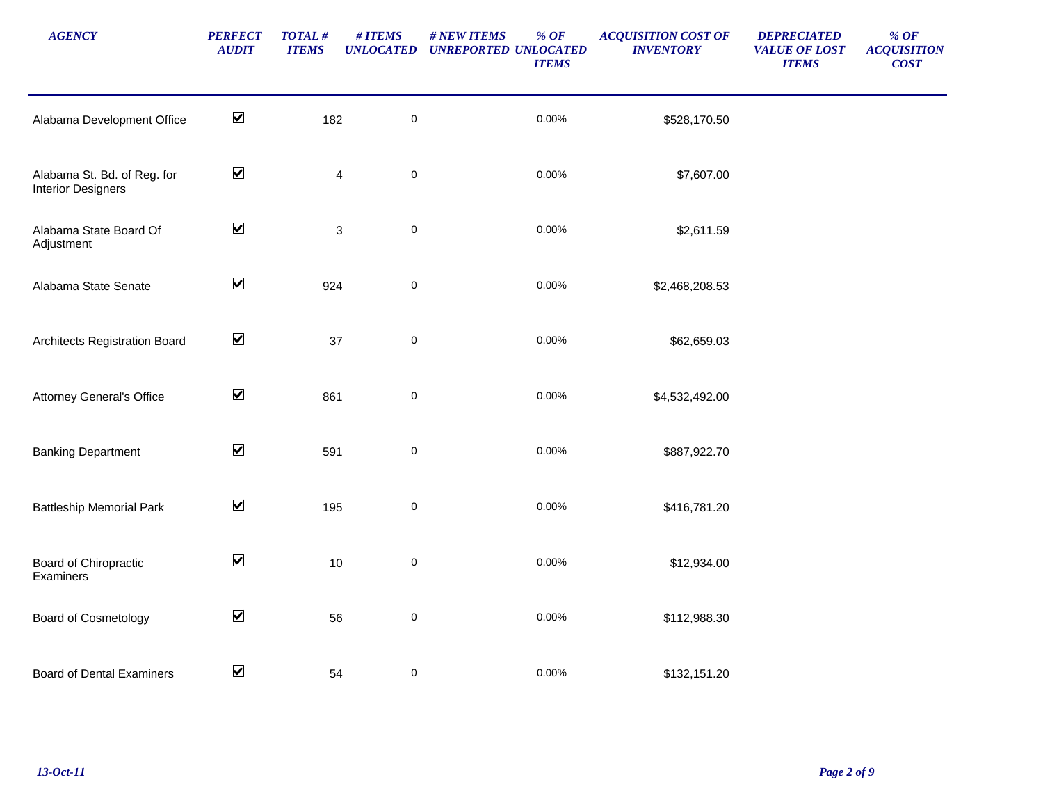| AGENCY | PERFECT AUDIT | TOTAL # ITEMS | # ITEMS UNLOCATED | # NEW ITEMS UNREPORTED | % OF UNLOCATED ITEMS | ACQUISITION COST OF INVENTORY | DEPRECIATED VALUE OF LOST ITEMS | % OF ACQUISITION COST |
|---|---|---|---|---|---|---|---|---|
| Alabama Development Office | ☑ | 182 | 0 | | 0.00% | $528,170.50 | | |
| Alabama St. Bd. of Reg. for Interior Designers | ☑ | 4 | 0 | | 0.00% | $7,607.00 | | |
| Alabama State Board Of Adjustment | ☑ | 3 | 0 | | 0.00% | $2,611.59 | | |
| Alabama State Senate | ☑ | 924 | 0 | | 0.00% | $2,468,208.53 | | |
| Architects Registration Board | ☑ | 37 | 0 | | 0.00% | $62,659.03 | | |
| Attorney General's Office | ☑ | 861 | 0 | | 0.00% | $4,532,492.00 | | |
| Banking Department | ☑ | 591 | 0 | | 0.00% | $887,922.70 | | |
| Battleship Memorial Park | ☑ | 195 | 0 | | 0.00% | $416,781.20 | | |
| Board of Chiropractic Examiners | ☑ | 10 | 0 | | 0.00% | $12,934.00 | | |
| Board of Cosmetology | ☑ | 56 | 0 | | 0.00% | $112,988.30 | | |
| Board of Dental Examiners | ☑ | 54 | 0 | | 0.00% | $132,151.20 | | |

13-Oct-11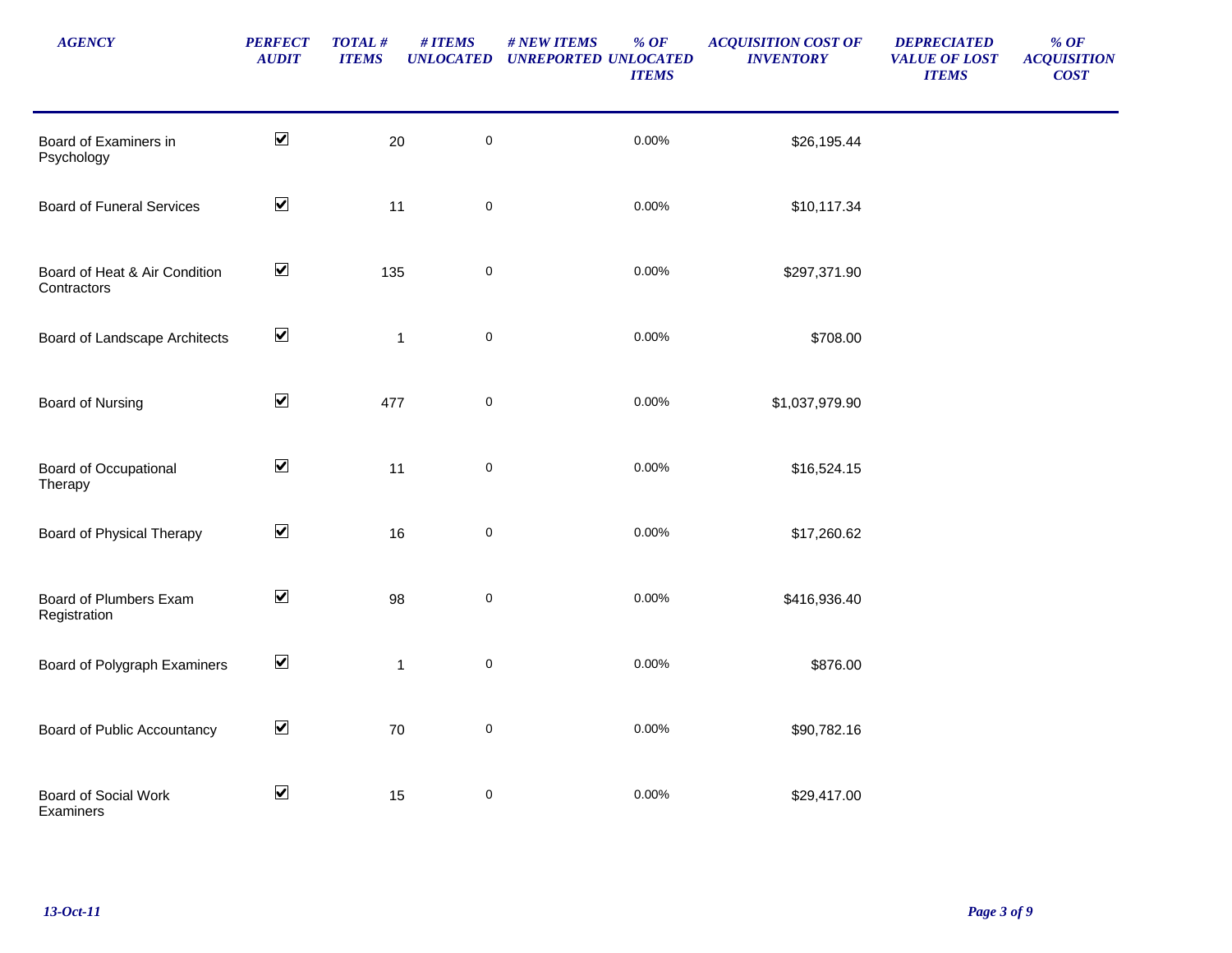| AGENCY | PERFECT AUDIT | TOTAL # ITEMS | # ITEMS UNLOCATED | # NEW ITEMS UNREPORTED | % OF UNLOCATED ITEMS | ACQUISITION COST OF INVENTORY | DEPRECIATED VALUE OF LOST ITEMS | % OF ACQUISITION COST |
|---|---|---|---|---|---|---|---|---|
| Board of Examiners in Psychology | ☑ | 20 | 0 | | 0.00% | $26,195.44 | | |
| Board of Funeral Services | ☑ | 11 | 0 | | 0.00% | $10,117.34 | | |
| Board of Heat & Air Condition Contractors | ☑ | 135 | 0 | | 0.00% | $297,371.90 | | |
| Board of Landscape Architects | ☑ | 1 | 0 | | 0.00% | $708.00 | | |
| Board of Nursing | ☑ | 477 | 0 | | 0.00% | $1,037,979.90 | | |
| Board of Occupational Therapy | ☑ | 11 | 0 | | 0.00% | $16,524.15 | | |
| Board of Physical Therapy | ☑ | 16 | 0 | | 0.00% | $17,260.62 | | |
| Board of Plumbers Exam Registration | ☑ | 98 | 0 | | 0.00% | $416,936.40 | | |
| Board of Polygraph Examiners | ☑ | 1 | 0 | | 0.00% | $876.00 | | |
| Board of Public Accountancy | ☑ | 70 | 0 | | 0.00% | $90,782.16 | | |
| Board of Social Work Examiners | ☑ | 15 | 0 | | 0.00% | $29,417.00 | | |

13-Oct-11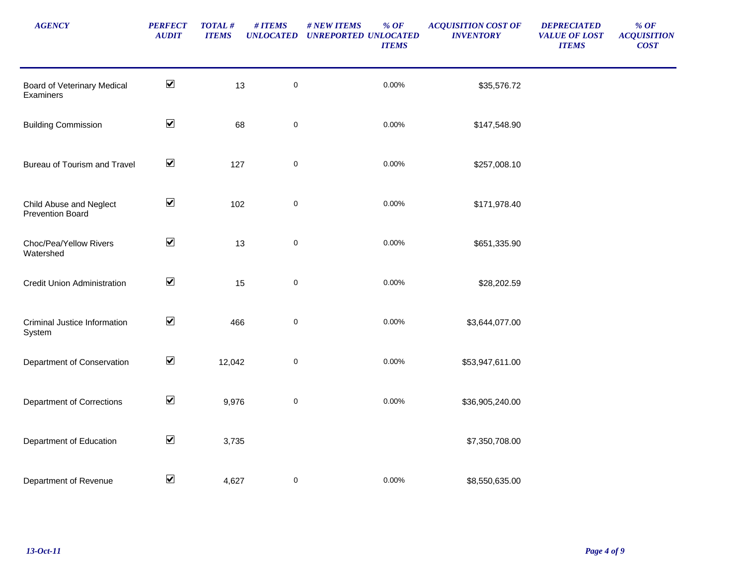| AGENCY | PERFECT AUDIT | TOTAL # ITEMS | # ITEMS UNLOCATED | # NEW ITEMS UNREPORTED | % OF UNLOCATED ITEMS | ACQUISITION COST OF INVENTORY | DEPRECIATED VALUE OF LOST ITEMS | % OF ACQUISITION COST |
|---|---|---|---|---|---|---|---|---|
| Board of Veterinary Medical Examiners | ☑ | 13 | 0 | | 0.00% | $35,576.72 | | |
| Building Commission | ☑ | 68 | 0 | | 0.00% | $147,548.90 | | |
| Bureau of Tourism and Travel | ☑ | 127 | 0 | | 0.00% | $257,008.10 | | |
| Child Abuse and Neglect Prevention Board | ☑ | 102 | 0 | | 0.00% | $171,978.40 | | |
| Choc/Pea/Yellow Rivers Watershed | ☑ | 13 | 0 | | 0.00% | $651,335.90 | | |
| Credit Union Administration | ☑ | 15 | 0 | | 0.00% | $28,202.59 | | |
| Criminal Justice Information System | ☑ | 466 | 0 | | 0.00% | $3,644,077.00 | | |
| Department of Conservation | ☑ | 12,042 | 0 | | 0.00% | $53,947,611.00 | | |
| Department of Corrections | ☑ | 9,976 | 0 | | 0.00% | $36,905,240.00 | | |
| Department of Education | ☑ | 3,735 | | | | $7,350,708.00 | | |
| Department of Revenue | ☑ | 4,627 | 0 | | 0.00% | $8,550,635.00 | | |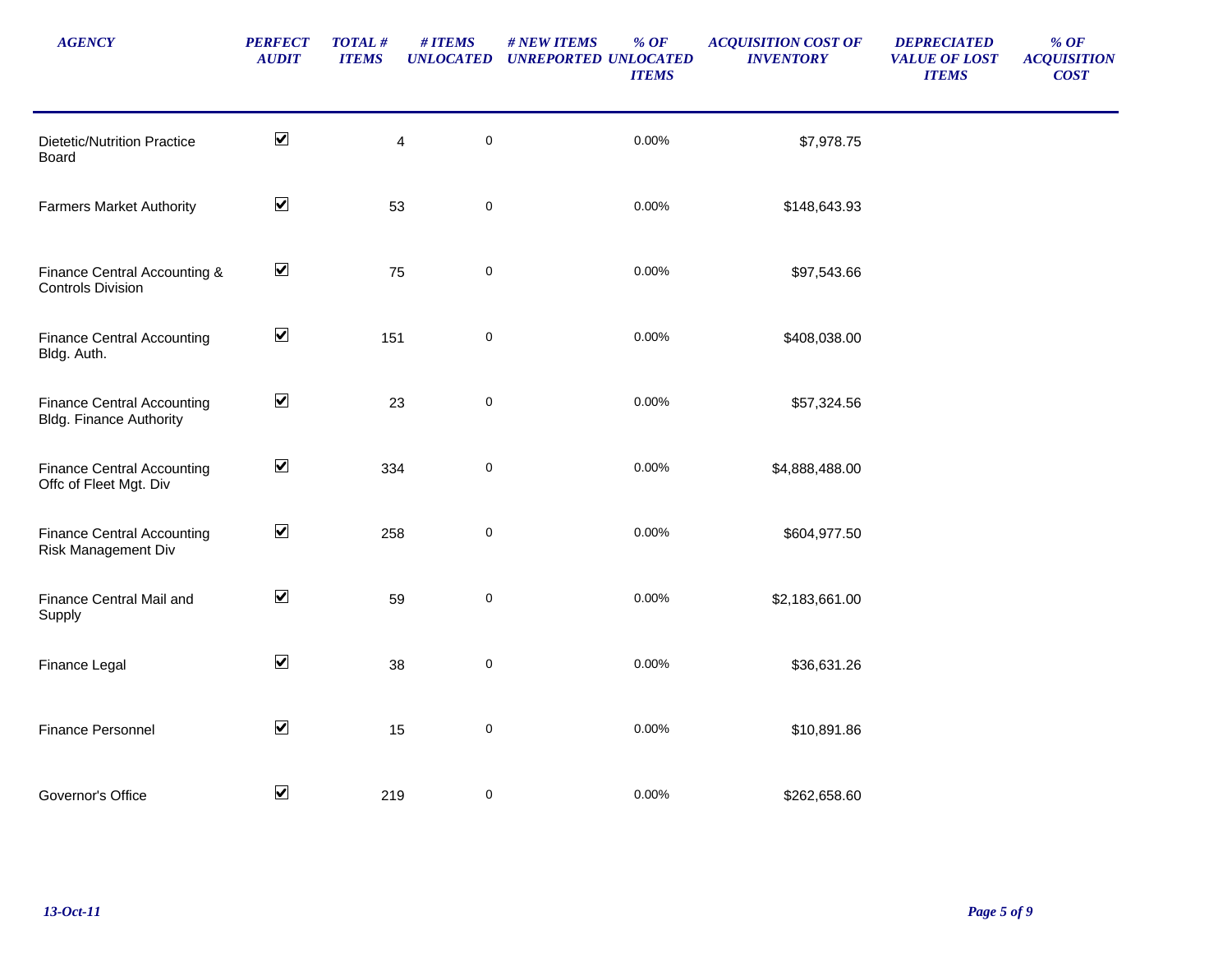| AGENCY | PERFECT AUDIT | TOTAL # ITEMS | # ITEMS UNLOCATED | # NEW ITEMS UNREPORTED | % OF UNLOCATED ITEMS | ACQUISITION COST OF INVENTORY | DEPRECIATED VALUE OF LOST ITEMS | % OF ACQUISITION COST |
|---|---|---|---|---|---|---|---|---|
| Dietetic/Nutrition Practice Board | ☑ | 4 | 0 | | 0.00% | $7,978.75 | | |
| Farmers Market Authority | ☑ | 53 | 0 | | 0.00% | $148,643.93 | | |
| Finance Central Accounting & Controls Division | ☑ | 75 | 0 | | 0.00% | $97,543.66 | | |
| Finance Central Accounting Bldg. Auth. | ☑ | 151 | 0 | | 0.00% | $408,038.00 | | |
| Finance Central Accounting Bldg. Finance Authority | ☑ | 23 | 0 | | 0.00% | $57,324.56 | | |
| Finance Central Accounting Offc of Fleet Mgt. Div | ☑ | 334 | 0 | | 0.00% | $4,888,488.00 | | |
| Finance Central Accounting Risk Management Div | ☑ | 258 | 0 | | 0.00% | $604,977.50 | | |
| Finance Central Mail and Supply | ☑ | 59 | 0 | | 0.00% | $2,183,661.00 | | |
| Finance Legal | ☑ | 38 | 0 | | 0.00% | $36,631.26 | | |
| Finance Personnel | ☑ | 15 | 0 | | 0.00% | $10,891.86 | | |
| Governor's Office | ☑ | 219 | 0 | | 0.00% | $262,658.60 | | |

*13-Oct-11*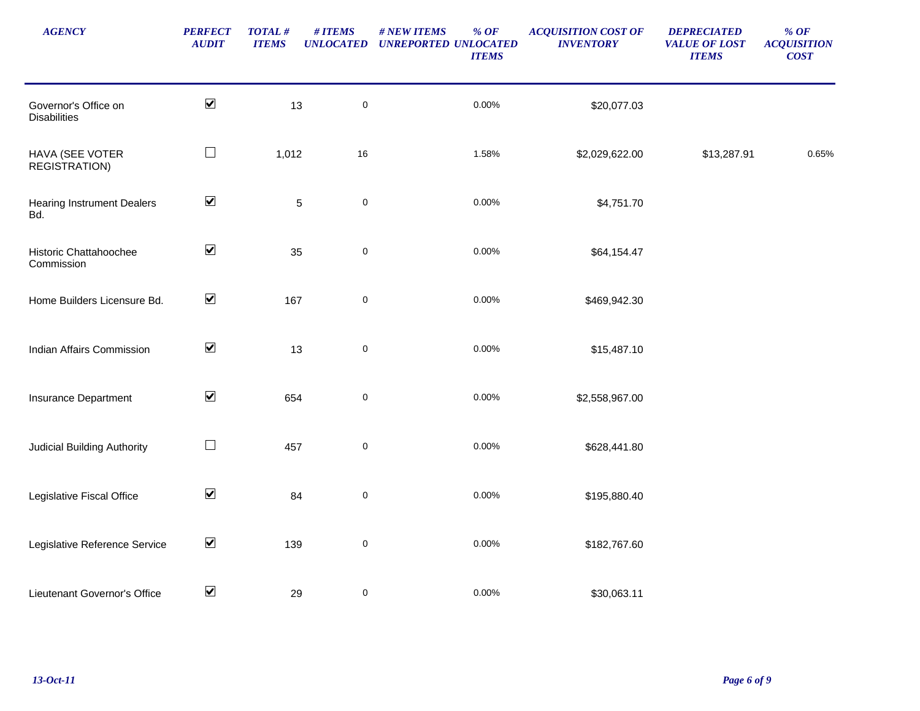| AGENCY | PERFECT AUDIT | TOTAL # ITEMS | # ITEMS UNLOCATED | # NEW ITEMS UNREPORTED | % OF UNLOCATED ITEMS | ACQUISITION COST OF INVENTORY | DEPRECIATED VALUE OF LOST ITEMS | % OF ACQUISITION COST |
|---|---|---|---|---|---|---|---|---|
| Governor's Office on Disabilities | ☑ | 13 | 0 | | 0.00% | $20,077.03 | | |
| HAVA (SEE VOTER REGISTRATION) | ☐ | 1,012 | 16 | | 1.58% | $2,029,622.00 | $13,287.91 | 0.65% |
| Hearing Instrument Dealers Bd. | ☑ | 5 | 0 | | 0.00% | $4,751.70 | | |
| Historic Chattahoochee Commission | ☑ | 35 | 0 | | 0.00% | $64,154.47 | | |
| Home Builders Licensure Bd. | ☑ | 167 | 0 | | 0.00% | $469,942.30 | | |
| Indian Affairs Commission | ☑ | 13 | 0 | | 0.00% | $15,487.10 | | |
| Insurance Department | ☑ | 654 | 0 | | 0.00% | $2,558,967.00 | | |
| Judicial Building Authority | ☐ | 457 | 0 | | 0.00% | $628,441.80 | | |
| Legislative Fiscal Office | ☑ | 84 | 0 | | 0.00% | $195,880.40 | | |
| Legislative Reference Service | ☑ | 139 | 0 | | 0.00% | $182,767.60 | | |
| Lieutenant Governor's Office | ☑ | 29 | 0 | | 0.00% | $30,063.11 | | |

*13-Oct-11*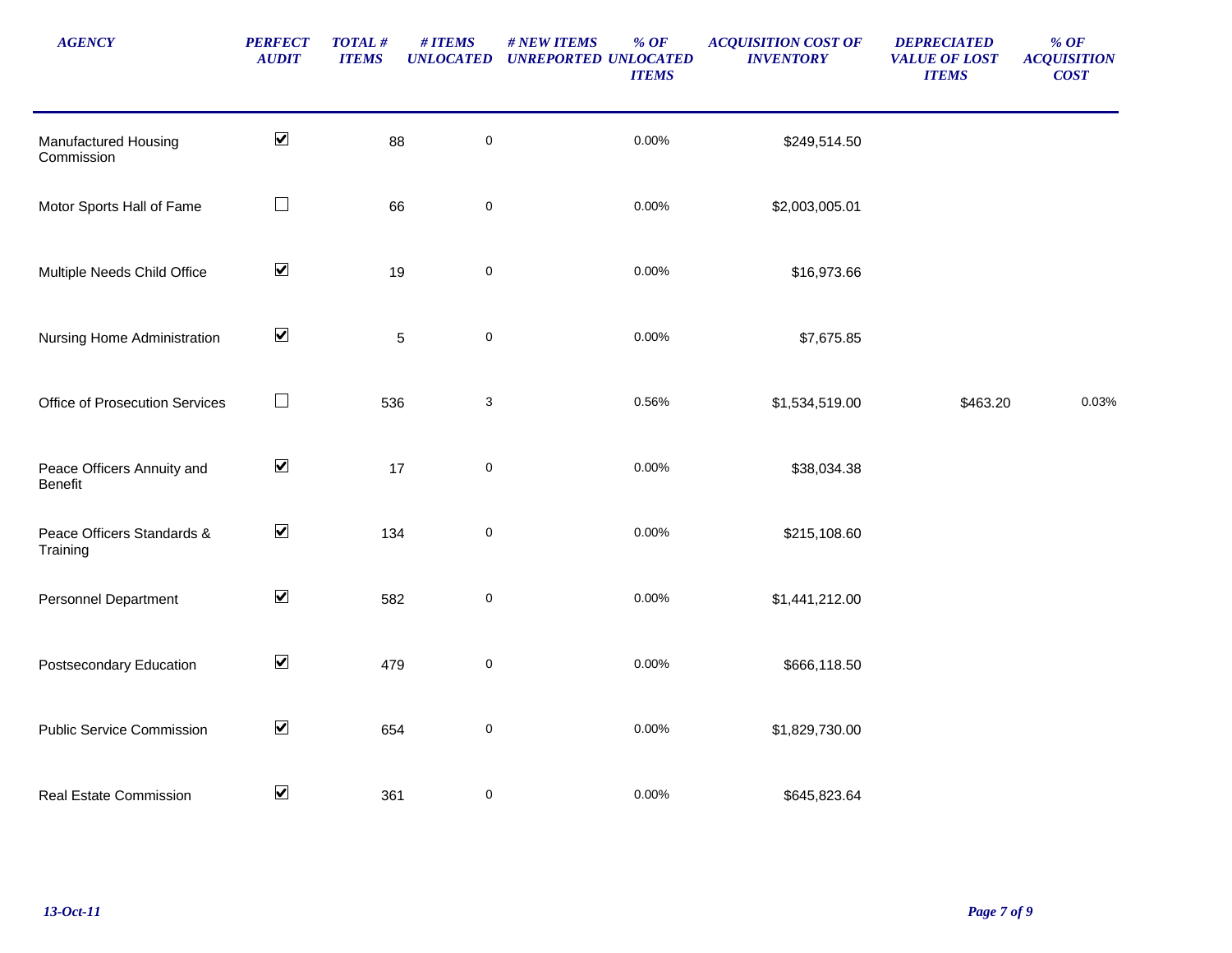| AGENCY | PERFECT AUDIT | TOTAL # ITEMS | # ITEMS UNLOCATED | # NEW ITEMS UNREPORTED | % OF UNLOCATED ITEMS | ACQUISITION COST OF INVENTORY | DEPRECIATED VALUE OF LOST ITEMS | % OF ACQUISITION COST |
|---|---|---|---|---|---|---|---|---|
| Manufactured Housing Commission | ☑ | 88 | 0 | | 0.00% | $249,514.50 | | |
| Motor Sports Hall of Fame | ☐ | 66 | 0 | | 0.00% | $2,003,005.01 | | |
| Multiple Needs Child Office | ☑ | 19 | 0 | | 0.00% | $16,973.66 | | |
| Nursing Home Administration | ☑ | 5 | 0 | | 0.00% | $7,675.85 | | |
| Office of Prosecution Services | ☐ | 536 | 3 | | 0.56% | $1,534,519.00 | $463.20 | 0.03% |
| Peace Officers Annuity and Benefit | ☑ | 17 | 0 | | 0.00% | $38,034.38 | | |
| Peace Officers Standards & Training | ☑ | 134 | 0 | | 0.00% | $215,108.60 | | |
| Personnel Department | ☑ | 582 | 0 | | 0.00% | $1,441,212.00 | | |
| Postsecondary Education | ☑ | 479 | 0 | | 0.00% | $666,118.50 | | |
| Public Service Commission | ☑ | 654 | 0 | | 0.00% | $1,829,730.00 | | |
| Real Estate Commission | ☑ | 361 | 0 | | 0.00% | $645,823.64 | | |

*13-Oct-11*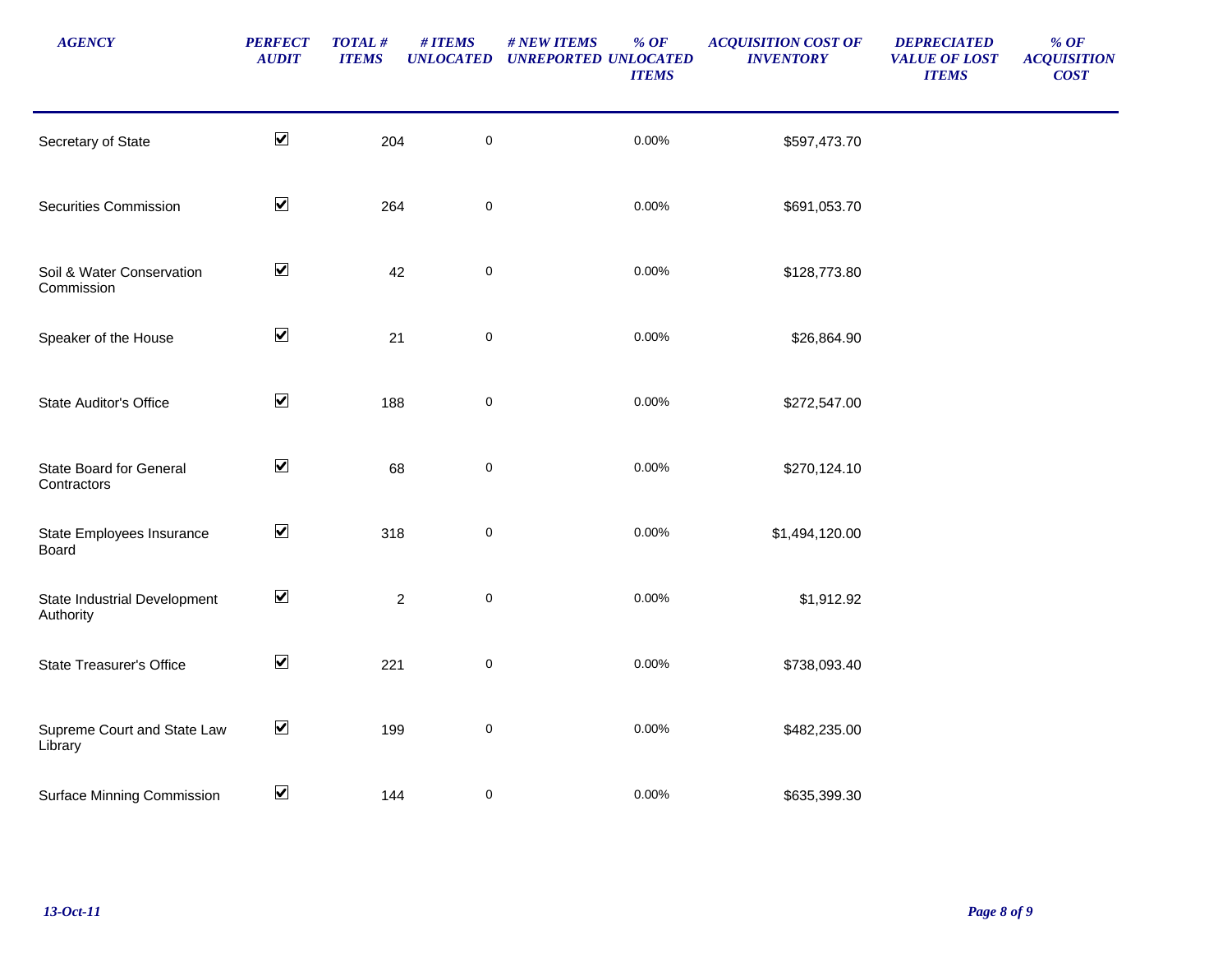| AGENCY | PERFECT AUDIT | TOTAL # ITEMS | # ITEMS UNLOCATED | # NEW ITEMS UNREPORTED | % OF UNLOCATED ITEMS | ACQUISITION COST OF INVENTORY | DEPRECIATED VALUE OF LOST ITEMS | % OF ACQUISITION COST |
|---|---|---|---|---|---|---|---|---|
| Secretary of State | ☑ | 204 | 0 | | 0.00% | $597,473.70 | | |
| Securities Commission | ☑ | 264 | 0 | | 0.00% | $691,053.70 | | |
| Soil & Water Conservation Commission | ☑ | 42 | 0 | | 0.00% | $128,773.80 | | |
| Speaker of the House | ☑ | 21 | 0 | | 0.00% | $26,864.90 | | |
| State Auditor's Office | ☑ | 188 | 0 | | 0.00% | $272,547.00 | | |
| State Board for General Contractors | ☑ | 68 | 0 | | 0.00% | $270,124.10 | | |
| State Employees Insurance Board | ☑ | 318 | 0 | | 0.00% | $1,494,120.00 | | |
| State Industrial Development Authority | ☑ | 2 | 0 | | 0.00% | $1,912.92 | | |
| State Treasurer's Office | ☑ | 221 | 0 | | 0.00% | $738,093.40 | | |
| Supreme Court and State Law Library | ☑ | 199 | 0 | | 0.00% | $482,235.00 | | |
| Surface Minning Commission | ☑ | 144 | 0 | | 0.00% | $635,399.30 | | |

*13-Oct-11*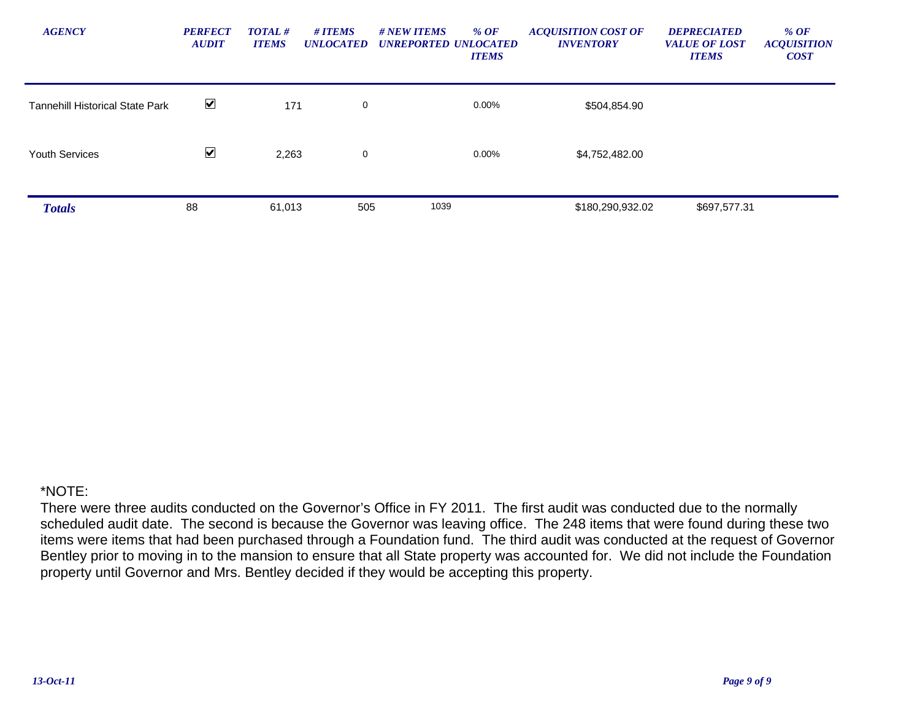| *AGENCY* | *PERFECT AUDIT* | *TOTAL # ITEMS* | *# ITEMS UNLOCATED* | *# NEW ITEMS UNREPORTED* | *% OF UNLOCATED ITEMS* | *ACQUISITION COST OF INVENTORY* | *DEPRECIATED VALUE OF LOST ITEMS* | *% OF ACQUISITION COST* |
|---|---|---|---|---|---|---|---|---|
| Tannehill Historical State Park | ☑ | 171 | 0 | | 0.00% | $504,854.90 | | |
| Youth Services | ☑ | 2,263 | 0 | | 0.00% | $4,752,482.00 | | |
| ***Totals*** | 88 | 61,013 | 505 | 1039 | | $180,290,932.02 | $697,577.31 | |

*NOTE:

There were three audits conducted on the Governor's Office in FY 2011. The first audit was conducted due to the normally scheduled audit date. The second is because the Governor was leaving office. The 248 items that were found during these two items were items that had been purchased through a Foundation fund. The third audit was conducted at the request of Governor Bentley prior to moving in to the mansion to ensure that all State property was accounted for. We did not include the Foundation property until Governor and Mrs. Bentley decided if they would be accepting this property.

*13-Oct-11*